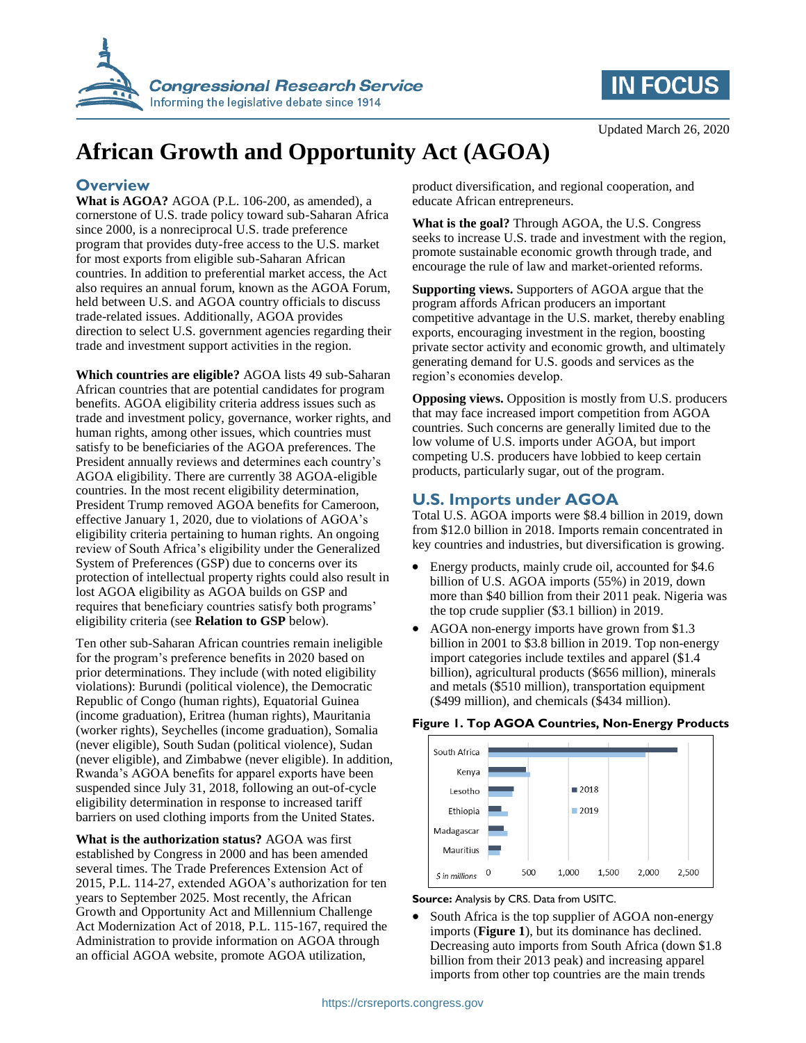Updated March 26, 2020

# African Growth and Opportunity Act (AGOA)

## Overview

**What is AGOA?** AGOA (P.L. 106-200, as amended), a cornerstone of U.S. trade policy toward sub-Saharan Africa since 2000, is a nonreciprocal U.S. trade preference program that provides duty-free access to the U.S. market for most exports from eligible sub-Saharan African countries. In addition to preferential market access, the Act also requires an annual forum, known as the AGOA Forum, held between U.S. and AGOA country officials to discuss trade-related issues. Additionally, AGOA provides direction to select U.S. government agencies regarding their trade and investment support activities in the region.

**Which countries are eligible?** AGOA lists 49 sub-Saharan African countries that are potential candidates for program benefits. AGOA eligibility criteria address issues such as trade and investment policy, governance, worker rights, and human rights, among other issues, which countries must satisfy to be beneficiaries of the AGOA preferences. The President annually reviews and determines each country's AGOA eligibility. There are currently 38 AGOA-eligible countries. In the most recent eligibility determination, President Trump removed AGOA benefits for Cameroon, effective January 1, 2020, due to violations of AGOA's eligibility criteria pertaining to human rights. An ongoing review of South Africa's eligibility under the Generalized System of Preferences (GSP) due to concerns over its protection of intellectual property rights could also result in lost AGOA eligibility as AGOA builds on GSP and requires that beneficiary countries satisfy both programs' eligibility criteria (see **Relation to GSP** below).

Ten other sub-Saharan African countries remain ineligible for the program's preference benefits in 2020 based on prior determinations. They include (with noted eligibility violations): Burundi (political violence), the Democratic Republic of Congo (human rights), Equatorial Guinea (income graduation), Eritrea (human rights), Mauritania (worker rights), Seychelles (income graduation), Somalia (never eligible), South Sudan (political violence), Sudan (never eligible), and Zimbabwe (never eligible). In addition, Rwanda's AGOA benefits for apparel exports have been suspended since July 31, 2018, following an out-of-cycle eligibility determination in response to increased tariff barriers on used clothing imports from the United States.

**What is the authorization status?** AGOA was first established by Congress in 2000 and has been amended several times. The Trade Preferences Extension Act of 2015, P.L. 114-27, extended AGOA's authorization for ten years to September 2025. Most recently, the African Growth and Opportunity Act and Millennium Challenge Act Modernization Act of 2018, P.L. 115-167, required the Administration to provide information on AGOA through an official AGOA website, promote AGOA utilization, product diversification, and regional cooperation, and educate African entrepreneurs.

**What is the goal?** Through AGOA, the U.S. Congress seeks to increase U.S. trade and investment with the region, promote sustainable economic growth through trade, and encourage the rule of law and market-oriented reforms.

**Supporting views.** Supporters of AGOA argue that the program affords African producers an important competitive advantage in the U.S. market, thereby enabling exports, encouraging investment in the region, boosting private sector activity and economic growth, and ultimately generating demand for U.S. goods and services as the region's economies develop.

**Opposing views.** Opposition is mostly from U.S. producers that may face increased import competition from AGOA countries. Such concerns are generally limited due to the low volume of U.S. imports under AGOA, but import competing U.S. producers have lobbied to keep certain products, particularly sugar, out of the program.

## U.S. Imports under AGOA

Total U.S. AGOA imports were $8.4 billion in 2019, down from $12.0 billion in 2018. Imports remain concentrated in key countries and industries, but diversification is growing.

- Energy products, mainly crude oil, accounted for $4.6 billion of U.S. AGOA imports (55%) in 2019, down more than $40 billion from their 2011 peak. Nigeria was the top crude supplier ($3.1 billion) in 2019.
- AGOA non-energy imports have grown from $1.3 billion in 2001 to $3.8 billion in 2019. Top non-energy import categories include textiles and apparel ($1.4 billion), agricultural products ($656 million), minerals and metals ($510 million), transportation equipment ($499 million), and chemicals ($434 million).

**Figure 1. Top AGOA Countries, Non-Energy Products**

| Country ($ in millions) | 2018 | 2019 |
| --- | --- | --- |
| South Africa | ~2,370 | ~1,970 |
| Kenya | ~470 | ~520 |
| Lesotho | ~320 | ~300 |
| Ethiopia | ~160 | ~240 |
| Madagascar | ~190 | ~240 |
| Mauritius | ~160 | ~140 |

**Source:** Analysis by CRS. Data from USITC.

- South Africa is the top supplier of AGOA non-energy imports (**Figure 1**), but its dominance has declined. Decreasing auto imports from South Africa (down $1.8 billion from their 2013 peak) and increasing apparel imports from other top countries are the main trends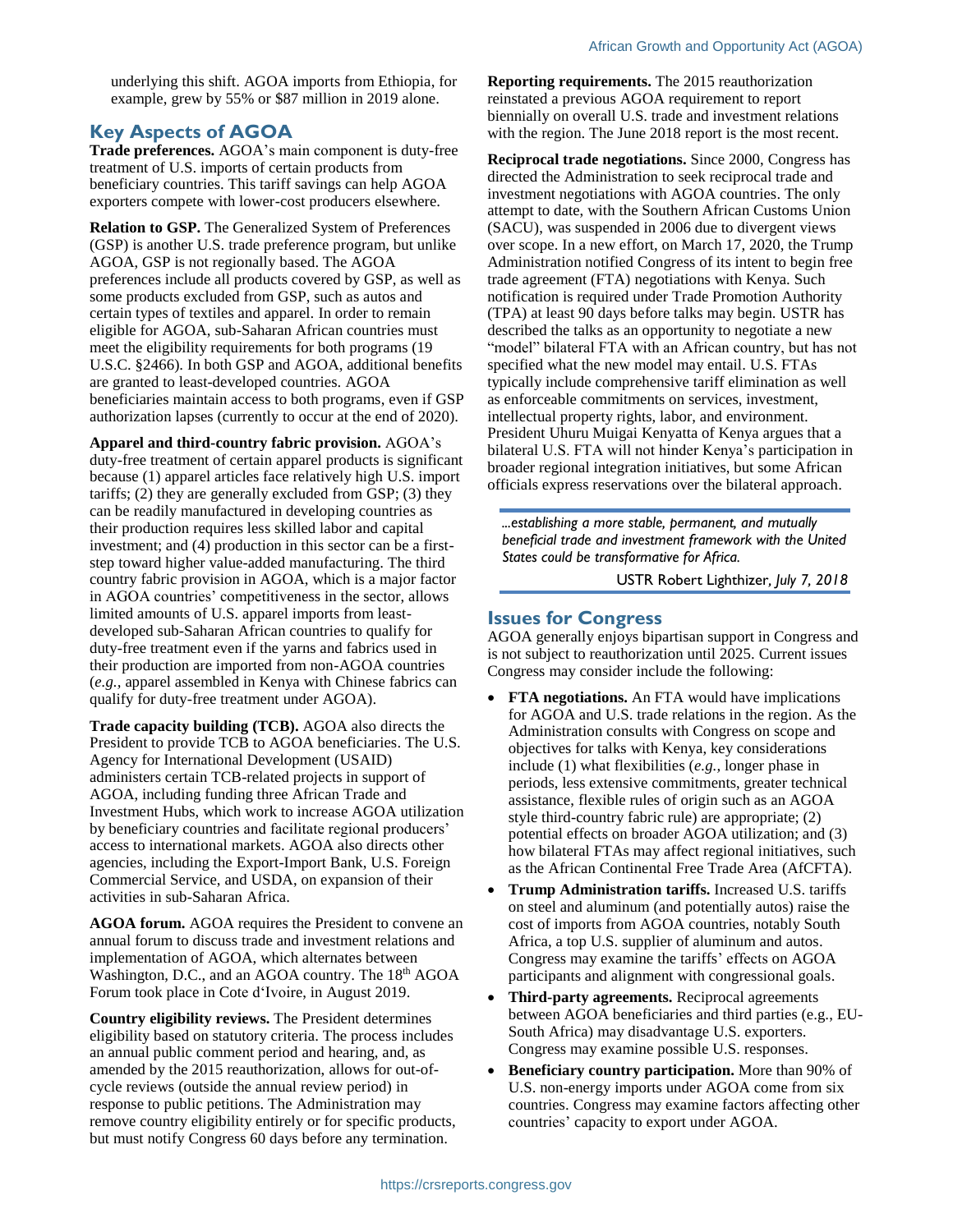underlying this shift. AGOA imports from Ethiopia, for example, grew by 55% or $87 million in 2019 alone.

## Key Aspects of AGOA

**Trade preferences.** AGOA's main component is duty-free treatment of U.S. imports of certain products from beneficiary countries. This tariff savings can help AGOA exporters compete with lower-cost producers elsewhere.

**Relation to GSP.** The Generalized System of Preferences (GSP) is another U.S. trade preference program, but unlike AGOA, GSP is not regionally based. The AGOA preferences include all products covered by GSP, as well as some products excluded from GSP, such as autos and certain types of textiles and apparel. In order to remain eligible for AGOA, sub-Saharan African countries must meet the eligibility requirements for both programs (19 U.S.C. §2466). In both GSP and AGOA, additional benefits are granted to least-developed countries. AGOA beneficiaries maintain access to both programs, even if GSP authorization lapses (currently to occur at the end of 2020).

**Apparel and third-country fabric provision.** AGOA's duty-free treatment of certain apparel products is significant because (1) apparel articles face relatively high U.S. import tariffs; (2) they are generally excluded from GSP; (3) they can be readily manufactured in developing countries as their production requires less skilled labor and capital investment; and (4) production in this sector can be a first-step toward higher value-added manufacturing. The third country fabric provision in AGOA, which is a major factor in AGOA countries' competitiveness in the sector, allows limited amounts of U.S. apparel imports from least-developed sub-Saharan African countries to qualify for duty-free treatment even if the yarns and fabrics used in their production are imported from non-AGOA countries (*e.g.*, apparel assembled in Kenya with Chinese fabrics can qualify for duty-free treatment under AGOA).

**Trade capacity building (TCB).** AGOA also directs the President to provide TCB to AGOA beneficiaries. The U.S. Agency for International Development (USAID) administers certain TCB-related projects in support of AGOA, including funding three African Trade and Investment Hubs, which work to increase AGOA utilization by beneficiary countries and facilitate regional producers' access to international markets. AGOA also directs other agencies, including the Export-Import Bank, U.S. Foreign Commercial Service, and USDA, on expansion of their activities in sub-Saharan Africa.

**AGOA forum.** AGOA requires the President to convene an annual forum to discuss trade and investment relations and implementation of AGOA, which alternates between Washington, D.C., and an AGOA country. The 18th AGOA Forum took place in Cote d'Ivoire, in August 2019.

**Country eligibility reviews.** The President determines eligibility based on statutory criteria. The process includes an annual public comment period and hearing, and, as amended by the 2015 reauthorization, allows for out-of-cycle reviews (outside the annual review period) in response to public petitions. The Administration may remove country eligibility entirely or for specific products, but must notify Congress 60 days before any termination.

**Reporting requirements.** The 2015 reauthorization reinstated a previous AGOA requirement to report biennially on overall U.S. trade and investment relations with the region. The June 2018 report is the most recent.

**Reciprocal trade negotiations.** Since 2000, Congress has directed the Administration to seek reciprocal trade and investment negotiations with AGOA countries. The only attempt to date, with the Southern African Customs Union (SACU), was suspended in 2006 due to divergent views over scope. In a new effort, on March 17, 2020, the Trump Administration notified Congress of its intent to begin free trade agreement (FTA) negotiations with Kenya. Such notification is required under Trade Promotion Authority (TPA) at least 90 days before talks may begin. USTR has described the talks as an opportunity to negotiate a new "model" bilateral FTA with an African country, but has not specified what the new model may entail. U.S. FTAs typically include comprehensive tariff elimination as well as enforceable commitments on services, investment, intellectual property rights, labor, and environment. President Uhuru Muigai Kenyatta of Kenya argues that a bilateral U.S. FTA will not hinder Kenya's participation in broader regional integration initiatives, but some African officials express reservations over the bilateral approach.

> *...establishing a more stable, permanent, and mutually beneficial trade and investment framework with the United States could be transformative for Africa.*
>
> USTR Robert Lighthizer, *July 7, 2018*

## Issues for Congress

AGOA generally enjoys bipartisan support in Congress and is not subject to reauthorization until 2025. Current issues Congress may consider include the following:

- **FTA negotiations.** An FTA would have implications for AGOA and U.S. trade relations in the region. As the Administration consults with Congress on scope and objectives for talks with Kenya, key considerations include (1) what flexibilities (*e.g.*, longer phase in periods, less extensive commitments, greater technical assistance, flexible rules of origin such as an AGOA style third-country fabric rule) are appropriate; (2) potential effects on broader AGOA utilization; and (3) how bilateral FTAs may affect regional initiatives, such as the African Continental Free Trade Area (AfCFTA).
- **Trump Administration tariffs.** Increased U.S. tariffs on steel and aluminum (and potentially autos) raise the cost of imports from AGOA countries, notably South Africa, a top U.S. supplier of aluminum and autos. Congress may examine the tariffs' effects on AGOA participants and alignment with congressional goals.
- **Third-party agreements.** Reciprocal agreements between AGOA beneficiaries and third parties (e.g., EU-South Africa) may disadvantage U.S. exporters. Congress may examine possible U.S. responses.
- **Beneficiary country participation.** More than 90% of U.S. non-energy imports under AGOA come from six countries. Congress may examine factors affecting other countries' capacity to export under AGOA.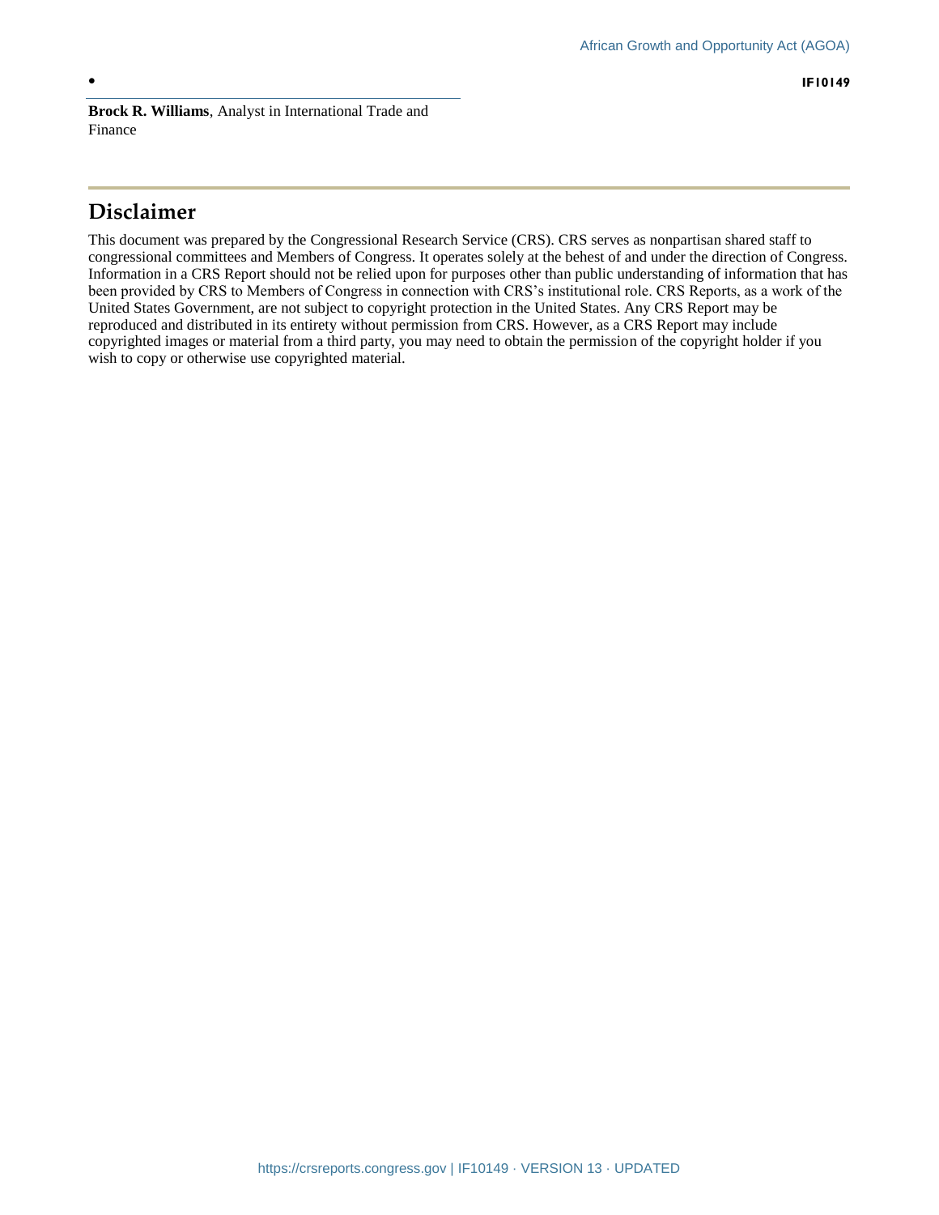**Brock R. Williams**, Analyst in International Trade and Finance

## Disclaimer

This document was prepared by the Congressional Research Service (CRS). CRS serves as nonpartisan shared staff to congressional committees and Members of Congress. It operates solely at the behest of and under the direction of Congress. Information in a CRS Report should not be relied upon for purposes other than public understanding of information that has been provided by CRS to Members of Congress in connection with CRS's institutional role. CRS Reports, as a work of the United States Government, are not subject to copyright protection in the United States. Any CRS Report may be reproduced and distributed in its entirety without permission from CRS. However, as a CRS Report may include copyrighted images or material from a third party, you may need to obtain the permission of the copyright holder if you wish to copy or otherwise use copyrighted material.